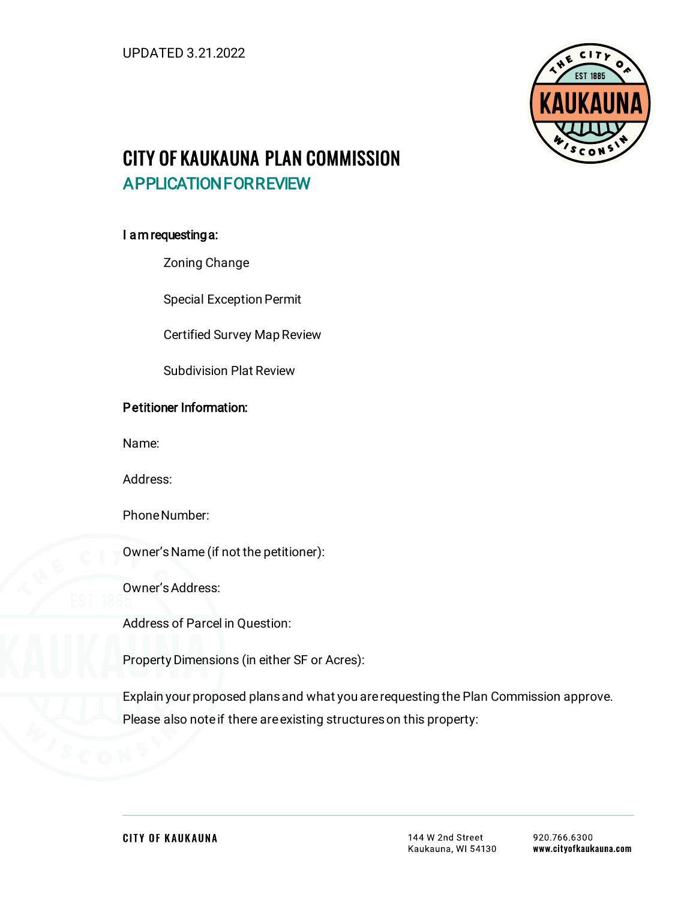UPDATED 3.21.2022

# CITY OF KAUKAUNA PLAN COMMISSION

## APPLICATION FOR REVIEW

**I am requesting a:**

Zoning Change

Special Exception Permit

Certified Survey Map Review

Subdivision Plat Review

**Petitioner Information:**

Name:

Address:

Phone Number:

Owner's Name (if not the petitioner):

Owner's Address:

Address of Parcel in Question:

Property Dimensions (in either SF or Acres):

Explain your proposed plans and what you are requesting the Plan Commission approve. Please also note if there are existing structures on this property:

CITY OF KAUKAUNA

144 W 2nd Street
Kaukauna, WI 54130

920.766.6300
www.cityofkaukauna.com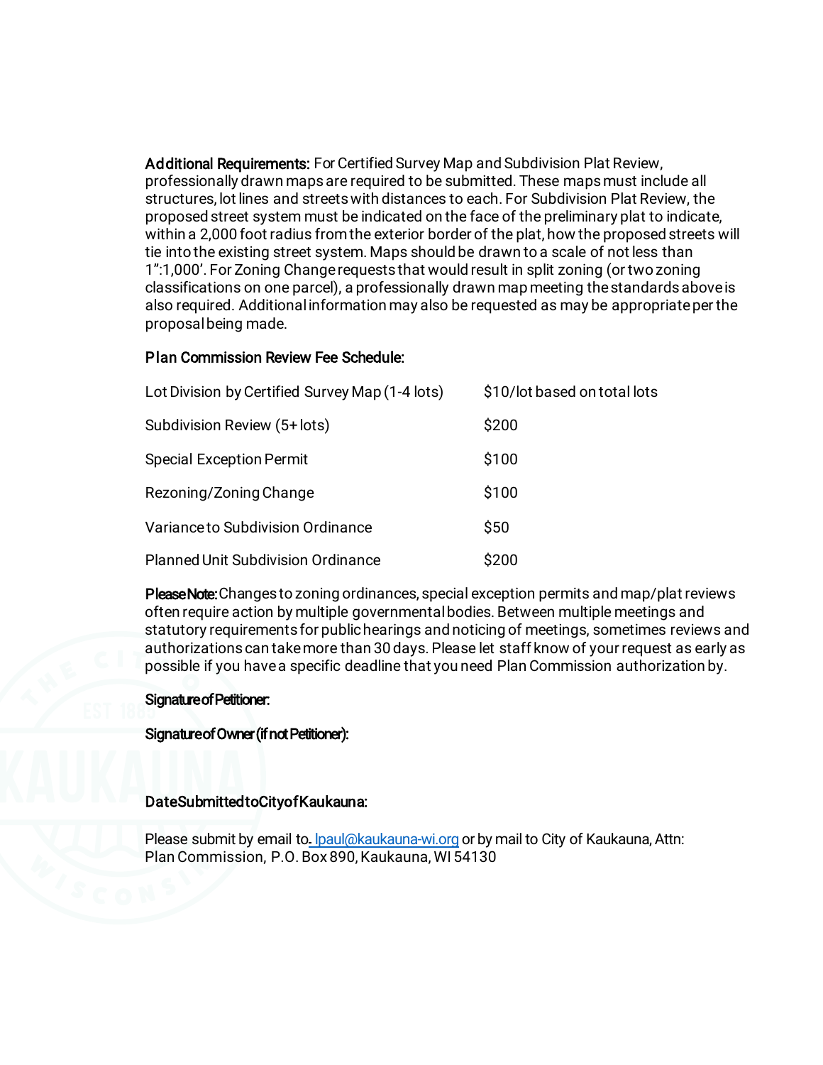**Additional Requirements:** For Certified Survey Map and Subdivision Plat Review, professionally drawn maps are required to be submitted. These maps must include all structures, lot lines and streets with distances to each. For Subdivision Plat Review, the proposed street system must be indicated on the face of the preliminary plat to indicate, within a 2,000 foot radius from the exterior border of the plat, how the proposed streets will tie into the existing street system. Maps should be drawn to a scale of not less than 1":1,000'. For Zoning Change requests that would result in split zoning (or two zoning classifications on one parcel), a professionally drawn map meeting the standards above is also required. Additional information may also be requested as may be appropriate per the proposal being made.

**Plan Commission Review Fee Schedule:**

| | |
|---|---|
| Lot Division by Certified Survey Map (1-4 lots) | $10/lot based on total lots |
| Subdivision Review (5+ lots) | $200 |
| Special Exception Permit | $100 |
| Rezoning/Zoning Change | $100 |
| Variance to Subdivision Ordinance | $50 |
| Planned Unit Subdivision Ordinance | $200 |

**Please Note:** Changes to zoning ordinances, special exception permits and map/plat reviews often require action by multiple governmental bodies. Between multiple meetings and statutory requirements for public hearings and noticing of meetings, sometimes reviews and authorizations can take more than 30 days. Please let staff know of your request as early as possible if you have a specific deadline that you need Plan Commission authorization by.

**Signature of Petitioner:**

**Signature of Owner (if not Petitioner):**

**Date Submitted to City of Kaukauna:**

Please submit by email to lpaul@kaukauna-wi.org or by mail to City of Kaukauna, Attn: Plan Commission, P.O. Box 890, Kaukauna, WI 54130